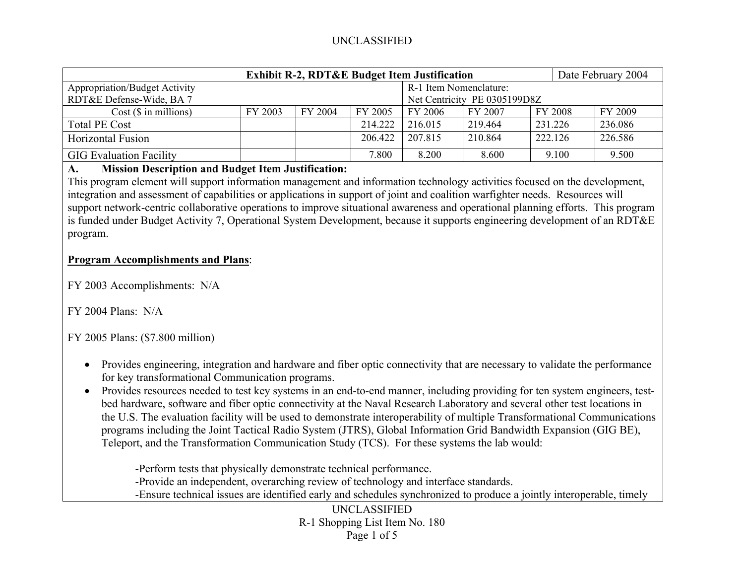UNCLASSIFIED

| Exhibit R-2, RDT&E Budget Item Justification | | | | | | | Date February 2004 |
|---|---|---|---|---|---|---|---|
| Appropriation/Budget Activity<br>RDT&E Defense-Wide, BA 7 | | | | R-1 Item Nomenclature:<br>Net Centricity PE 0305199D8Z | | | |
| Cost ($ in millions) | FY 2003 | FY 2004 | FY 2005 | FY 2006 | FY 2007 | FY 2008 | FY 2009 |
| Total PE Cost | | | 214.222 | 216.015 | 219.464 | 231.226 | 236.086 |
| Horizontal Fusion | | | 206.422 | 207.815 | 210.864 | 222.126 | 226.586 |
| GIG Evaluation Facility | | | 7.800 | 8.200 | 8.600 | 9.100 | 9.500 |

**A. Mission Description and Budget Item Justification:**

This program element will support information management and information technology activities focused on the development, integration and assessment of capabilities or applications in support of joint and coalition warfighter needs. Resources will support network-centric collaborative operations to improve situational awareness and operational planning efforts. This program is funded under Budget Activity 7, Operational System Development, because it supports engineering development of an RDT&E program.

**Program Accomplishments and Plans**:

FY 2003 Accomplishments: N/A

FY 2004 Plans: N/A

FY 2005 Plans: ($7.800 million)

- Provides engineering, integration and hardware and fiber optic connectivity that are necessary to validate the performance for key transformational Communication programs.
- Provides resources needed to test key systems in an end-to-end manner, including providing for ten system engineers, test-bed hardware, software and fiber optic connectivity at the Naval Research Laboratory and several other test locations in the U.S. The evaluation facility will be used to demonstrate interoperability of multiple Transformational Communications programs including the Joint Tactical Radio System (JTRS), Global Information Grid Bandwidth Expansion (GIG BE), Teleport, and the Transformation Communication Study (TCS). For these systems the lab would:

  -Perform tests that physically demonstrate technical performance.
  -Provide an independent, overarching review of technology and interface standards.
  -Ensure technical issues are identified early and schedules synchronized to produce a jointly interoperable, timely

UNCLASSIFIED

R-1 Shopping List Item No. 180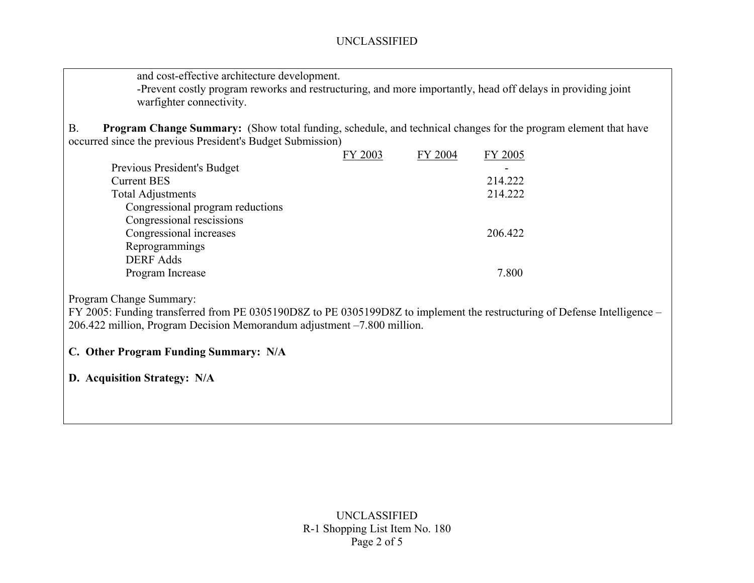and cost-effective architecture development.

-Prevent costly program reworks and restructuring, and more importantly, head off delays in providing joint warfighter connectivity.

B. **Program Change Summary:** (Show total funding, schedule, and technical changes for the program element that have occurred since the previous President's Budget Submission)

| | FY 2003 | FY 2004 | FY 2005 |
|---|---|---|---|
| Previous President's Budget | | | - |
| Current BES | | | 214.222 |
| Total Adjustments | | | 214.222 |
| Congressional program reductions | | | |
| Congressional rescissions | | | |
| Congressional increases | | | 206.422 |
| Reprogrammings | | | |
| DERF Adds | | | |
| Program Increase | | | 7.800 |

Program Change Summary:
FY 2005: Funding transferred from PE 0305190D8Z to PE 0305199D8Z to implement the restructuring of Defense Intelligence – 206.422 million, Program Decision Memorandum adjustment –7.800 million.

**C. Other Program Funding Summary: N/A**

**D. Acquisition Strategy: N/A**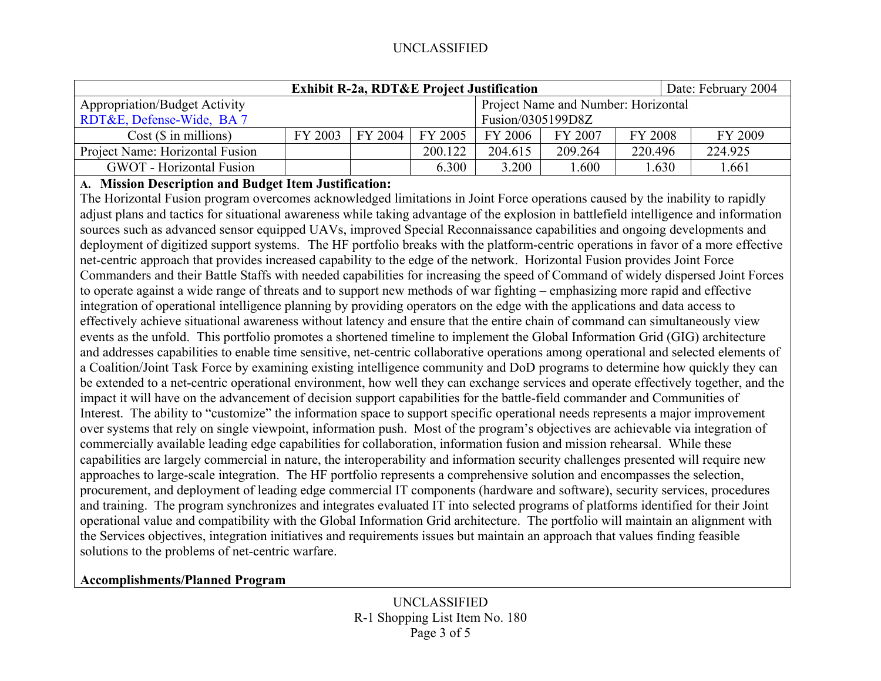UNCLASSIFIED

| Exhibit R-2a, RDT&E Project Justification | | | | | | | Date: February 2004 |
|---|---|---|---|---|---|---|---|
| Appropriation/Budget Activity<br>RDT&E, Defense-Wide, BA 7 | | | | Project Name and Number: Horizontal Fusion/0305199D8Z | | | |
| Cost ($ in millions) | FY 2003 | FY 2004 | FY 2005 | FY 2006 | FY 2007 | FY 2008 | FY 2009 |
| Project Name: Horizontal Fusion | | | 200.122 | 204.615 | 209.264 | 220.496 | 224.925 |
| GWOT - Horizontal Fusion | | | 6.300 | 3.200 | 1.600 | 1.630 | 1.661 |

**A. Mission Description and Budget Item Justification:**

The Horizontal Fusion program overcomes acknowledged limitations in Joint Force operations caused by the inability to rapidly adjust plans and tactics for situational awareness while taking advantage of the explosion in battlefield intelligence and information sources such as advanced sensor equipped UAVs, improved Special Reconnaissance capabilities and ongoing developments and deployment of digitized support systems. The HF portfolio breaks with the platform-centric operations in favor of a more effective net-centric approach that provides increased capability to the edge of the network. Horizontal Fusion provides Joint Force Commanders and their Battle Staffs with needed capabilities for increasing the speed of Command of widely dispersed Joint Forces to operate against a wide range of threats and to support new methods of war fighting – emphasizing more rapid and effective integration of operational intelligence planning by providing operators on the edge with the applications and data access to effectively achieve situational awareness without latency and ensure that the entire chain of command can simultaneously view events as the unfold. This portfolio promotes a shortened timeline to implement the Global Information Grid (GIG) architecture and addresses capabilities to enable time sensitive, net-centric collaborative operations among operational and selected elements of a Coalition/Joint Task Force by examining existing intelligence community and DoD programs to determine how quickly they can be extended to a net-centric operational environment, how well they can exchange services and operate effectively together, and the impact it will have on the advancement of decision support capabilities for the battle-field commander and Communities of Interest. The ability to "customize" the information space to support specific operational needs represents a major improvement over systems that rely on single viewpoint, information push. Most of the program's objectives are achievable via integration of commercially available leading edge capabilities for collaboration, information fusion and mission rehearsal. While these capabilities are largely commercial in nature, the interoperability and information security challenges presented will require new approaches to large-scale integration. The HF portfolio represents a comprehensive solution and encompasses the selection, procurement, and deployment of leading edge commercial IT components (hardware and software), security services, procedures and training. The program synchronizes and integrates evaluated IT into selected programs of platforms identified for their Joint operational value and compatibility with the Global Information Grid architecture. The portfolio will maintain an alignment with the Services objectives, integration initiatives and requirements issues but maintain an approach that values finding feasible solutions to the problems of net-centric warfare.

**Accomplishments/Planned Program**

UNCLASSIFIED

R-1 Shopping List Item No. 180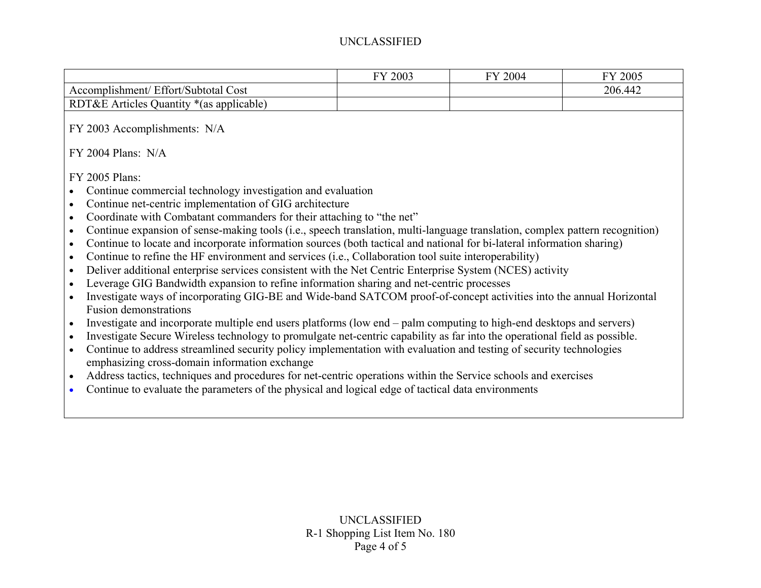| | FY 2003 | FY 2004 | FY 2005 |
|---|---|---|---|
| Accomplishment/ Effort/Subtotal Cost | | | 206.442 |
| RDT&E Articles Quantity *(as applicable) | | | |

FY 2003 Accomplishments: N/A

FY 2004 Plans: N/A

FY 2005 Plans:

- Continue commercial technology investigation and evaluation
- Continue net-centric implementation of GIG architecture
- Coordinate with Combatant commanders for their attaching to "the net"
- Continue expansion of sense-making tools (i.e., speech translation, multi-language translation, complex pattern recognition)
- Continue to locate and incorporate information sources (both tactical and national for bi-lateral information sharing)
- Continue to refine the HF environment and services (i.e., Collaboration tool suite interoperability)
- Deliver additional enterprise services consistent with the Net Centric Enterprise System (NCES) activity
- Leverage GIG Bandwidth expansion to refine information sharing and net-centric processes
- Investigate ways of incorporating GIG-BE and Wide-band SATCOM proof-of-concept activities into the annual Horizontal Fusion demonstrations
- Investigate and incorporate multiple end users platforms (low end – palm computing to high-end desktops and servers)
- Investigate Secure Wireless technology to promulgate net-centric capability as far into the operational field as possible.
- Continue to address streamlined security policy implementation with evaluation and testing of security technologies emphasizing cross-domain information exchange
- Address tactics, techniques and procedures for net-centric operations within the Service schools and exercises
- Continue to evaluate the parameters of the physical and logical edge of tactical data environments

R-1 Shopping List Item No. 180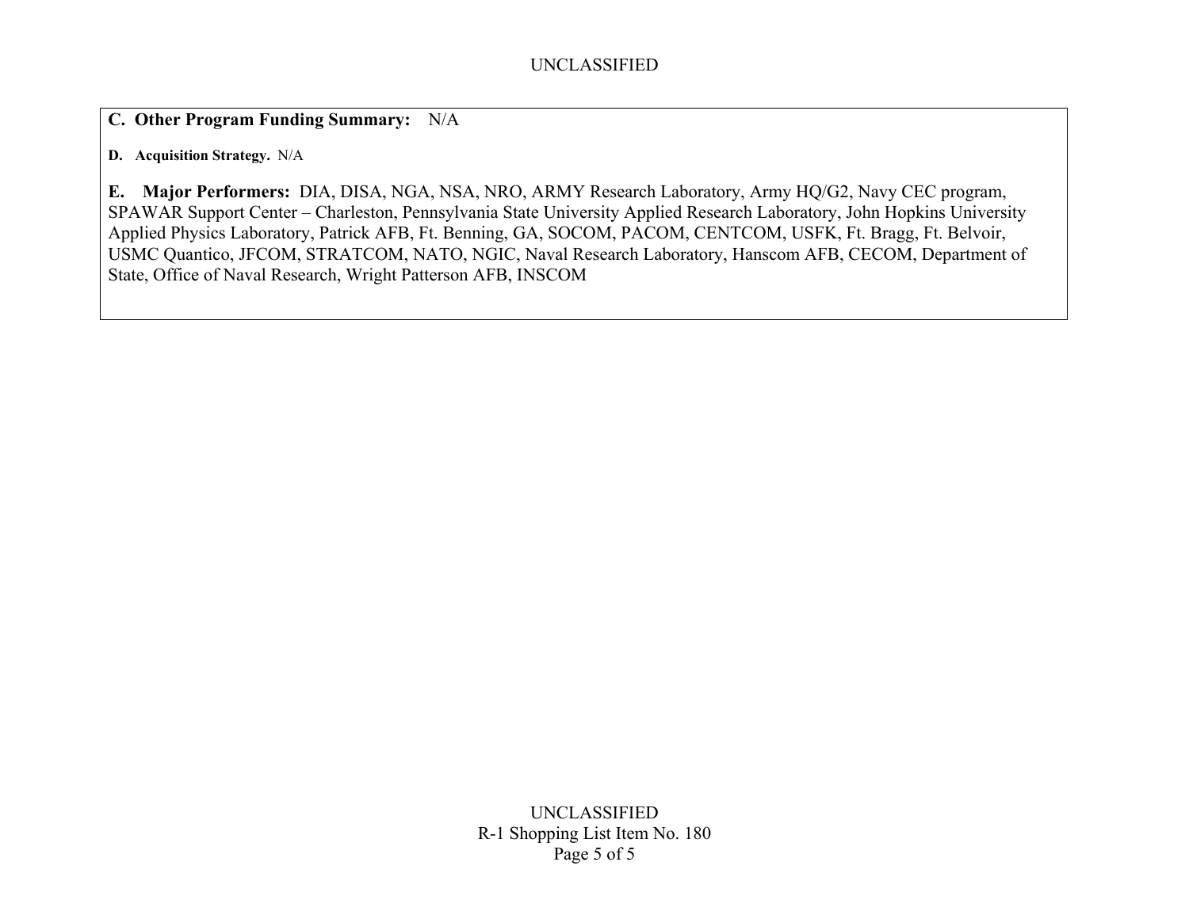**C. Other Program Funding Summary:** N/A

**D. Acquisition Strategy.** N/A

**E. Major Performers:** DIA, DISA, NGA, NSA, NRO, ARMY Research Laboratory, Army HQ/G2, Navy CEC program, SPAWAR Support Center – Charleston, Pennsylvania State University Applied Research Laboratory, John Hopkins University Applied Physics Laboratory, Patrick AFB, Ft. Benning, GA, SOCOM, PACOM, CENTCOM, USFK, Ft. Bragg, Ft. Belvoir, USMC Quantico, JFCOM, STRATCOM, NATO, NGIC, Naval Research Laboratory, Hanscom AFB, CECOM, Department of State, Office of Naval Research, Wright Patterson AFB, INSCOM

R-1 Shopping List Item No. 180